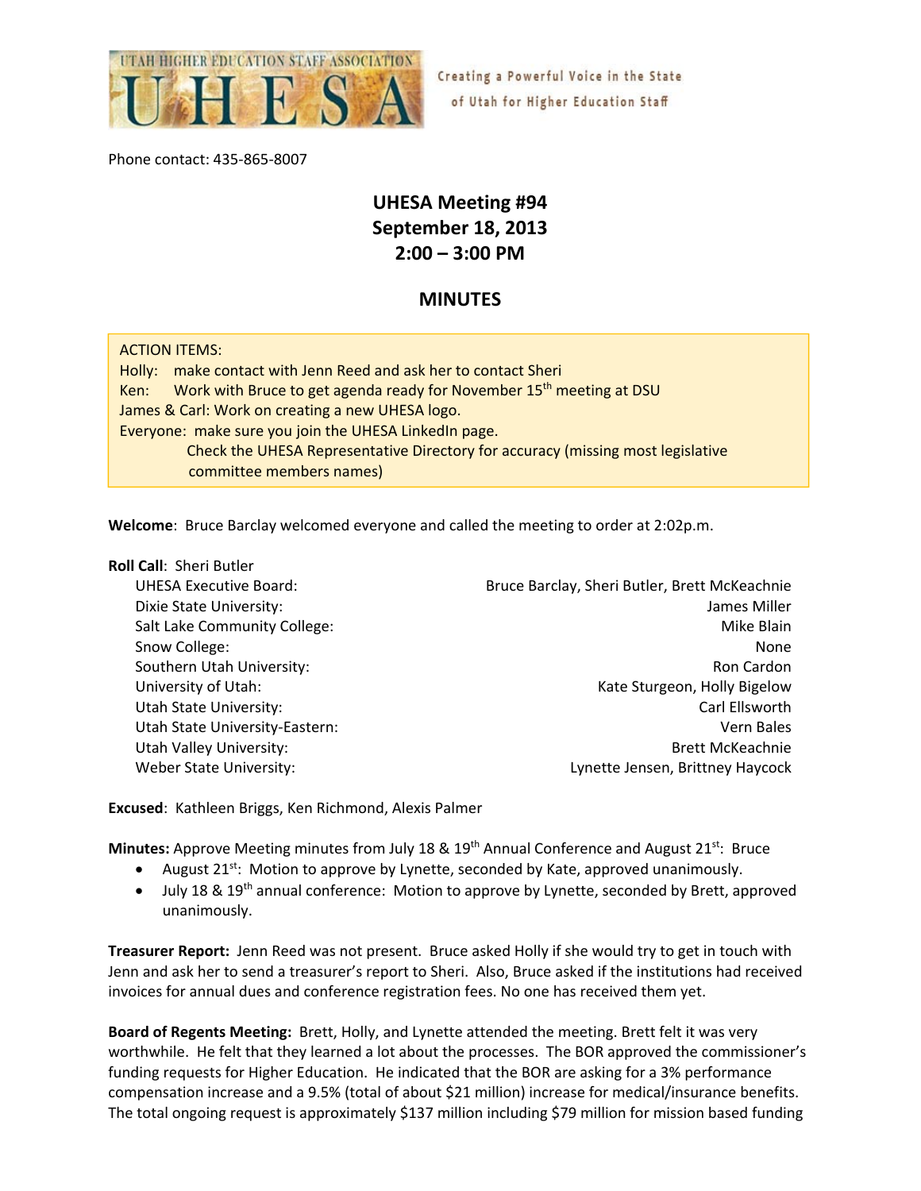UTAH HIGHER EDUCATION STAFF ASSOCIATION
UHESA

Creating a Powerful Voice in the State of Utah for Higher Education Staff

Phone contact: 435-865-8007

# UHESA Meeting #94
## September 18, 2013
## 2:00 – 3:00 PM

## MINUTES

ACTION ITEMS:
Holly: make contact with Jenn Reed and ask her to contact Sheri
Ken: Work with Bruce to get agenda ready for November 15th meeting at DSU
James & Carl: Work on creating a new UHESA logo.
Everyone: make sure you join the UHESA LinkedIn page.
Check the UHESA Representative Directory for accuracy (missing most legislative committee members names)

**Welcome**: Bruce Barclay welcomed everyone and called the meeting to order at 2:02p.m.

**Roll Call**: Sheri Butler

| | |
|---|---|
| UHESA Executive Board: | Bruce Barclay, Sheri Butler, Brett McKeachnie |
| Dixie State University: | James Miller |
| Salt Lake Community College: | Mike Blain |
| Snow College: | None |
| Southern Utah University: | Ron Cardon |
| University of Utah: | Kate Sturgeon, Holly Bigelow |
| Utah State University: | Carl Ellsworth |
| Utah State University-Eastern: | Vern Bales |
| Utah Valley University: | Brett McKeachnie |
| Weber State University: | Lynette Jensen, Brittney Haycock |

**Excused**: Kathleen Briggs, Ken Richmond, Alexis Palmer

**Minutes:** Approve Meeting minutes from July 18 & 19th Annual Conference and August 21st: Bruce

- August 21st: Motion to approve by Lynette, seconded by Kate, approved unanimously.
- July 18 & 19th annual conference: Motion to approve by Lynette, seconded by Brett, approved unanimously.

**Treasurer Report:** Jenn Reed was not present. Bruce asked Holly if she would try to get in touch with Jenn and ask her to send a treasurer's report to Sheri. Also, Bruce asked if the institutions had received invoices for annual dues and conference registration fees. No one has received them yet.

**Board of Regents Meeting:** Brett, Holly, and Lynette attended the meeting. Brett felt it was very worthwhile. He felt that they learned a lot about the processes. The BOR approved the commissioner's funding requests for Higher Education. He indicated that the BOR are asking for a 3% performance compensation increase and a 9.5% (total of about $21 million) increase for medical/insurance benefits. The total ongoing request is approximately $137 million including $79 million for mission based funding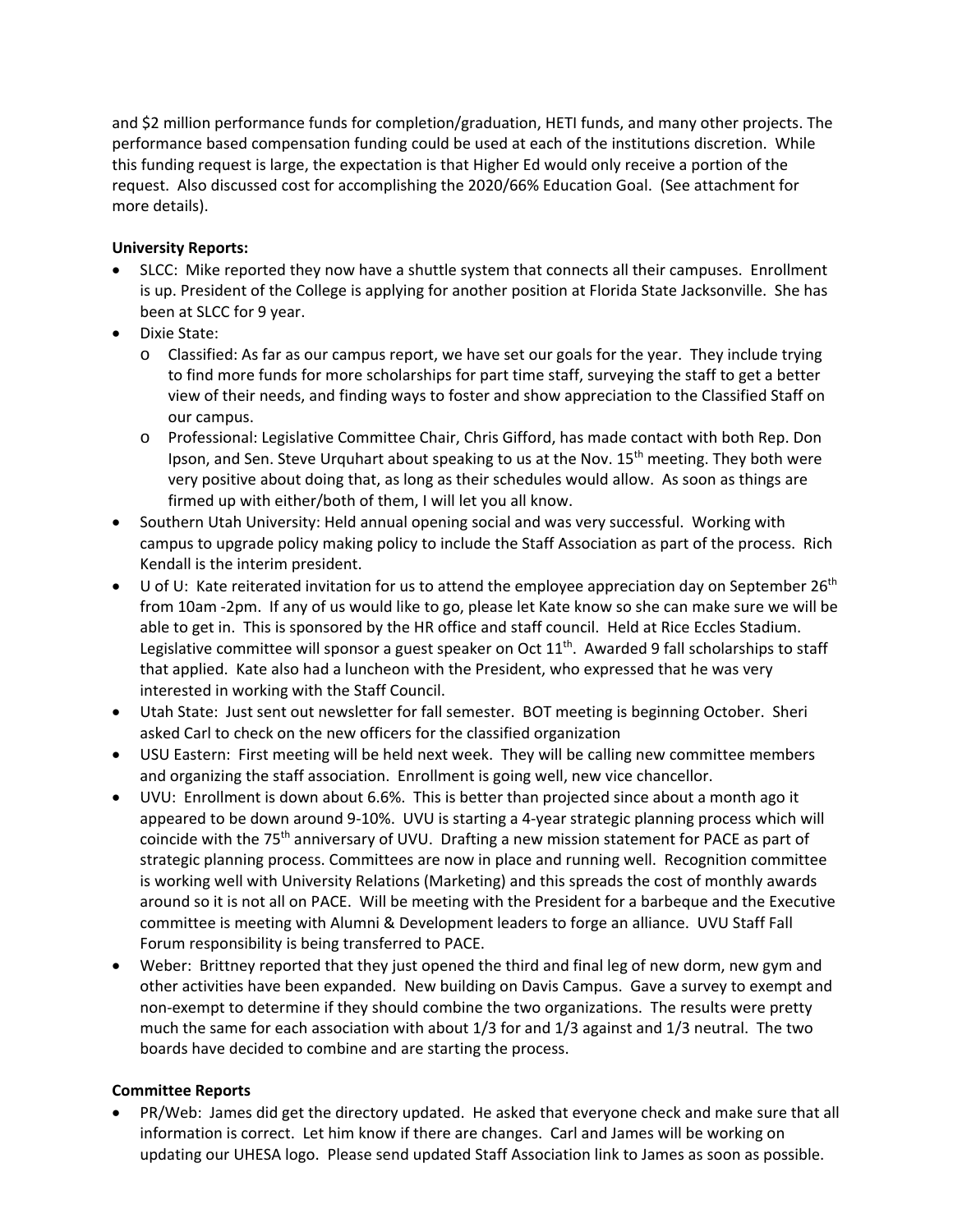and $2 million performance funds for completion/graduation, HETI funds, and many other projects. The performance based compensation funding could be used at each of the institutions discretion. While this funding request is large, the expectation is that Higher Ed would only receive a portion of the request. Also discussed cost for accomplishing the 2020/66% Education Goal. (See attachment for more details).

**University Reports:**

- SLCC: Mike reported they now have a shuttle system that connects all their campuses. Enrollment is up. President of the College is applying for another position at Florida State Jacksonville. She has been at SLCC for 9 year.
- Dixie State:
  - Classified: As far as our campus report, we have set our goals for the year. They include trying to find more funds for more scholarships for part time staff, surveying the staff to get a better view of their needs, and finding ways to foster and show appreciation to the Classified Staff on our campus.
  - Professional: Legislative Committee Chair, Chris Gifford, has made contact with both Rep. Don Ipson, and Sen. Steve Urquhart about speaking to us at the Nov. 15th meeting. They both were very positive about doing that, as long as their schedules would allow. As soon as things are firmed up with either/both of them, I will let you all know.
- Southern Utah University: Held annual opening social and was very successful. Working with campus to upgrade policy making policy to include the Staff Association as part of the process. Rich Kendall is the interim president.
- U of U: Kate reiterated invitation for us to attend the employee appreciation day on September 26th from 10am -2pm. If any of us would like to go, please let Kate know so she can make sure we will be able to get in. This is sponsored by the HR office and staff council. Held at Rice Eccles Stadium. Legislative committee will sponsor a guest speaker on Oct 11th. Awarded 9 fall scholarships to staff that applied. Kate also had a luncheon with the President, who expressed that he was very interested in working with the Staff Council.
- Utah State: Just sent out newsletter for fall semester. BOT meeting is beginning October. Sheri asked Carl to check on the new officers for the classified organization
- USU Eastern: First meeting will be held next week. They will be calling new committee members and organizing the staff association. Enrollment is going well, new vice chancellor.
- UVU: Enrollment is down about 6.6%. This is better than projected since about a month ago it appeared to be down around 9-10%. UVU is starting a 4-year strategic planning process which will coincide with the 75th anniversary of UVU. Drafting a new mission statement for PACE as part of strategic planning process. Committees are now in place and running well. Recognition committee is working well with University Relations (Marketing) and this spreads the cost of monthly awards around so it is not all on PACE. Will be meeting with the President for a barbeque and the Executive committee is meeting with Alumni & Development leaders to forge an alliance. UVU Staff Fall Forum responsibility is being transferred to PACE.
- Weber: Brittney reported that they just opened the third and final leg of new dorm, new gym and other activities have been expanded. New building on Davis Campus. Gave a survey to exempt and non-exempt to determine if they should combine the two organizations. The results were pretty much the same for each association with about 1/3 for and 1/3 against and 1/3 neutral. The two boards have decided to combine and are starting the process.

**Committee Reports**

- PR/Web: James did get the directory updated. He asked that everyone check and make sure that all information is correct. Let him know if there are changes. Carl and James will be working on updating our UHESA logo. Please send updated Staff Association link to James as soon as possible.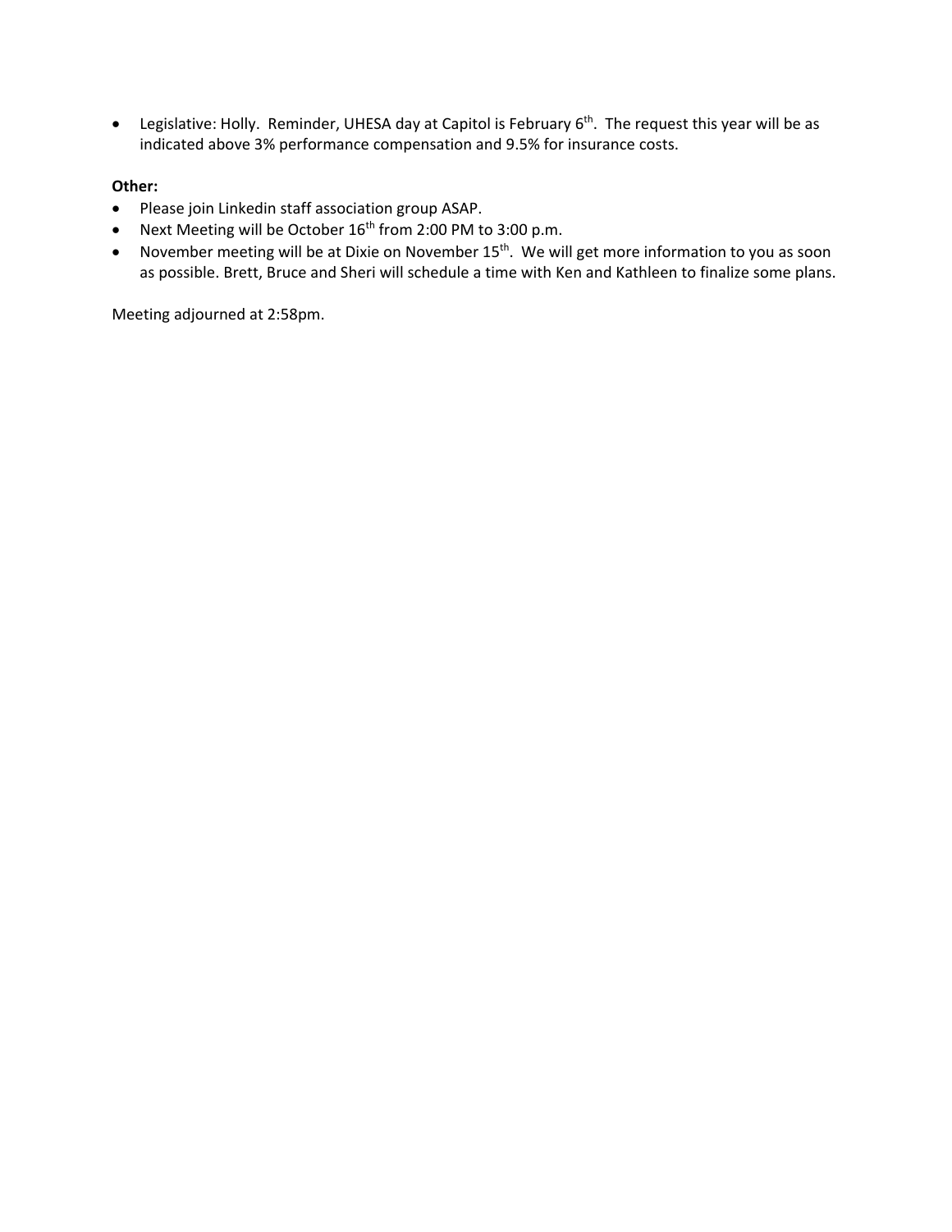- Legislative: Holly. Reminder, UHESA day at Capitol is February 6th. The request this year will be as indicated above 3% performance compensation and 9.5% for insurance costs.

**Other:**

- Please join Linkedin staff association group ASAP.
- Next Meeting will be October 16th from 2:00 PM to 3:00 p.m.
- November meeting will be at Dixie on November 15th. We will get more information to you as soon as possible. Brett, Bruce and Sheri will schedule a time with Ken and Kathleen to finalize some plans.

Meeting adjourned at 2:58pm.